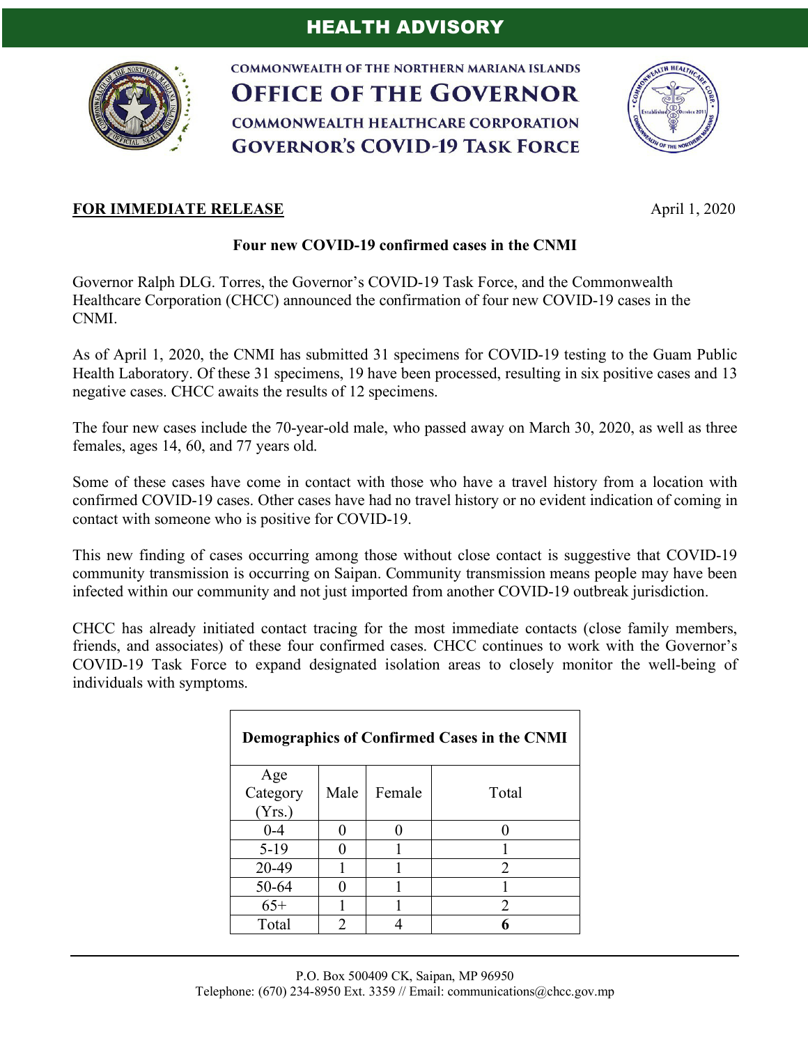# HEALTH ADVISORY

**COMMONWEALTH OF THE NORTHERN MARIANA ISLANDS**
**OFFICE OF THE GOVERNOR**
**COMMONWEALTH HEALTHCARE CORPORATION**
**GOVERNOR'S COVID-19 TASK FORCE**

**FOR IMMEDIATE RELEASE** April 1, 2020

## Four new COVID-19 confirmed cases in the CNMI

Governor Ralph DLG. Torres, the Governor's COVID-19 Task Force, and the Commonwealth Healthcare Corporation (CHCC) announced the confirmation of four new COVID-19 cases in the CNMI.

As of April 1, 2020, the CNMI has submitted 31 specimens for COVID-19 testing to the Guam Public Health Laboratory. Of these 31 specimens, 19 have been processed, resulting in six positive cases and 13 negative cases. CHCC awaits the results of 12 specimens.

The four new cases include the 70-year-old male, who passed away on March 30, 2020, as well as three females, ages 14, 60, and 77 years old.

Some of these cases have come in contact with those who have a travel history from a location with confirmed COVID-19 cases. Other cases have had no travel history or no evident indication of coming in contact with someone who is positive for COVID-19.

This new finding of cases occurring among those without close contact is suggestive that COVID-19 community transmission is occurring on Saipan. Community transmission means people may have been infected within our community and not just imported from another COVID-19 outbreak jurisdiction.

CHCC has already initiated contact tracing for the most immediate contacts (close family members, friends, and associates) of these four confirmed cases. CHCC continues to work with the Governor's COVID-19 Task Force to expand designated isolation areas to closely monitor the well-being of individuals with symptoms.

**Demographics of Confirmed Cases in the CNMI**

| Age Category (Yrs.) | Male | Female | Total |
|---|---|---|---|
| 0-4 | 0 | 0 | 0 |
| 5-19 | 0 | 1 | 1 |
| 20-49 | 1 | 1 | 2 |
| 50-64 | 0 | 1 | 1 |
| 65+ | 1 | 1 | 2 |
| Total | 2 | 4 | **6** |

P.O. Box 500409 CK, Saipan, MP 96950
Telephone: (670) 234-8950 Ext. 3359 // Email: communications@chcc.gov.mp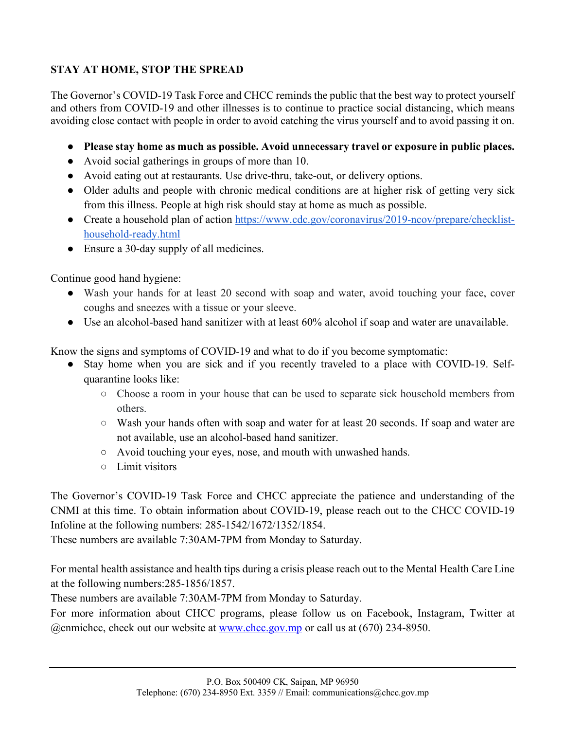**STAY AT HOME, STOP THE SPREAD**

The Governor's COVID-19 Task Force and CHCC reminds the public that the best way to protect yourself and others from COVID-19 and other illnesses is to continue to practice social distancing, which means avoiding close contact with people in order to avoid catching the virus yourself and to avoid passing it on.

- **Please stay home as much as possible. Avoid unnecessary travel or exposure in public places.**
- Avoid social gatherings in groups of more than 10.
- Avoid eating out at restaurants. Use drive-thru, take-out, or delivery options.
- Older adults and people with chronic medical conditions are at higher risk of getting very sick from this illness. People at high risk should stay at home as much as possible.
- Create a household plan of action [https://www.cdc.gov/coronavirus/2019-ncov/prepare/checklist-household-ready.html](https://www.cdc.gov/coronavirus/2019-ncov/prepare/checklist-household-ready.html)
- Ensure a 30-day supply of all medicines.

Continue good hand hygiene:

- Wash your hands for at least 20 second with soap and water, avoid touching your face, cover coughs and sneezes with a tissue or your sleeve.
- Use an alcohol-based hand sanitizer with at least 60% alcohol if soap and water are unavailable.

Know the signs and symptoms of COVID-19 and what to do if you become symptomatic:

- Stay home when you are sick and if you recently traveled to a place with COVID-19. Self-quarantine looks like:
  - Choose a room in your house that can be used to separate sick household members from others.
  - Wash your hands often with soap and water for at least 20 seconds. If soap and water are not available, use an alcohol-based hand sanitizer.
  - Avoid touching your eyes, nose, and mouth with unwashed hands.
  - Limit visitors

The Governor's COVID-19 Task Force and CHCC appreciate the patience and understanding of the CNMI at this time. To obtain information about COVID-19, please reach out to the CHCC COVID-19 Infoline at the following numbers: 285-1542/1672/1352/1854.
These numbers are available 7:30AM-7PM from Monday to Saturday.

For mental health assistance and health tips during a crisis please reach out to the Mental Health Care Line at the following numbers:285-1856/1857.
These numbers are available 7:30AM-7PM from Monday to Saturday.
For more information about CHCC programs, please follow us on Facebook, Instagram, Twitter at @cnmichcc, check out our website at [www.chcc.gov.mp](http://www.chcc.gov.mp) or call us at (670) 234-8950.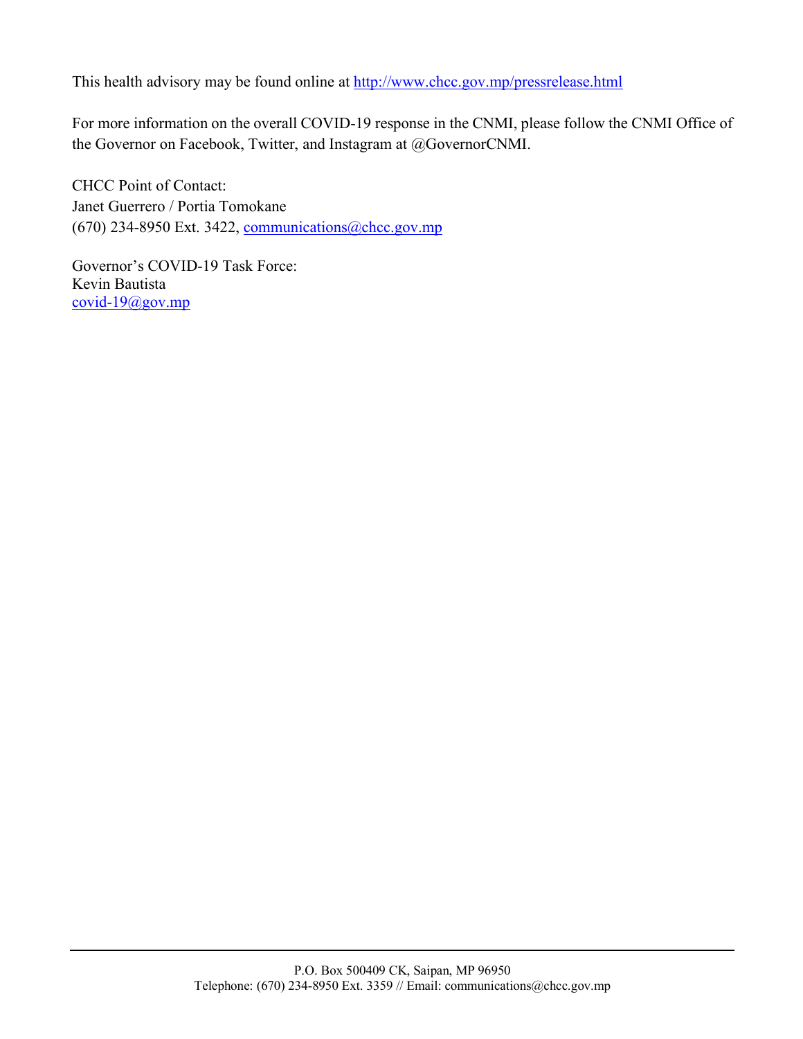This health advisory may be found online at http://www.chcc.gov.mp/pressrelease.html

For more information on the overall COVID-19 response in the CNMI, please follow the CNMI Office of the Governor on Facebook, Twitter, and Instagram at @GovernorCNMI.

CHCC Point of Contact:
Janet Guerrero / Portia Tomokane
(670) 234-8950 Ext. 3422, communications@chcc.gov.mp

Governor's COVID-19 Task Force:
Kevin Bautista
covid-19@gov.mp